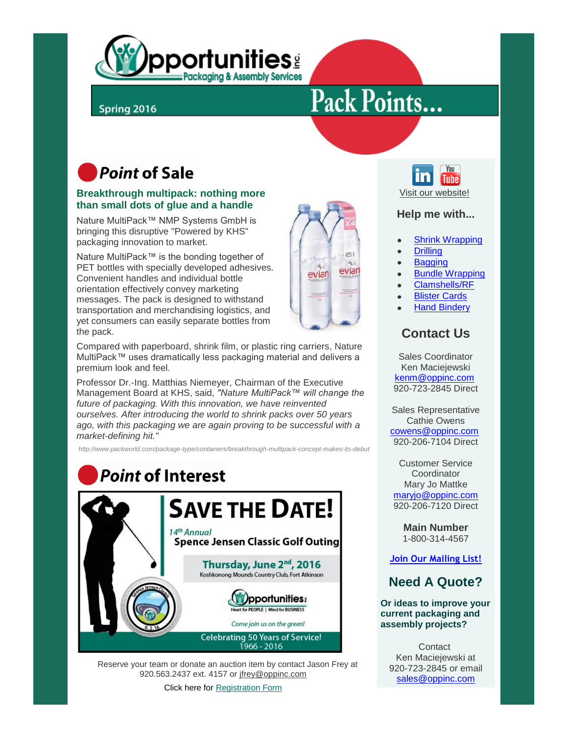Opportunities inc. Packaging & Assembly Services

Spring 2016

# Pack Points...

## Point of Sale

### Breakthrough multipack: nothing more than small dots of glue and a handle

Nature MultiPack™ NMP Systems GmbH is bringing this disruptive "Powered by KHS" packaging innovation to market.

Nature MultiPack™ is the bonding together of PET bottles with specially developed adhesives. Convenient handles and individual bottle orientation effectively convey marketing messages. The pack is designed to withstand transportation and merchandising logistics, and yet consumers can easily separate bottles from the pack.

Compared with paperboard, shrink film, or plastic ring carriers, Nature MultiPack™ uses dramatically less packaging material and delivers a premium look and feel.

Professor Dr.-Ing. Matthias Niemeyer, Chairman of the Executive Management Board at KHS, said, *"Nature MultiPack™ will change the future of packaging. With this innovation, we have reinvented ourselves. After introducing the world to shrink packs over 50 years ago, with this packaging we are again proving to be successful with a market-defining hit."*

*http://www.packworld.com/package-type/containers/breakthrough-multipack-concept-makes-its-debut*

## Point of Interest

**SAVE THE DATE!**

14th Annual Spence Jensen Classic Golf Outing

Thursday, June 2nd, 2016
Koshkonong Mounds Country Club, Fort Atkinson

Opportunities inc. Heart for PEOPLE | Mind for BUSINESS

Come join us on the green!

Celebrating 50 Years of Service! 1966 - 2016

Reserve your team or donate an auction item by contact Jason Frey at 920.563.2437 ext. 4157 or jfrey@oppinc.com

Click here for Registration Form

---

Visit our website!

### Help me with...

- Shrink Wrapping
- Drilling
- Bagging
- Bundle Wrapping
- Clamshells/RF
- Blister Cards
- Hand Bindery

### Contact Us

Sales Coordinator
Ken Maciejewski
kenm@oppinc.com
920-723-2845 Direct

Sales Representative
Cathie Owens
cowens@oppinc.com
920-206-7104 Direct

Customer Service Coordinator
Mary Jo Mattke
maryjo@oppinc.com
920-206-7120 Direct

**Main Number**
1-800-314-4567

**Join Our Mailing List!**

### Need A Quote?

**Or ideas to improve your current packaging and assembly projects?**

Contact
Ken Maciejewski at
920-723-2845 or email
sales@oppinc.com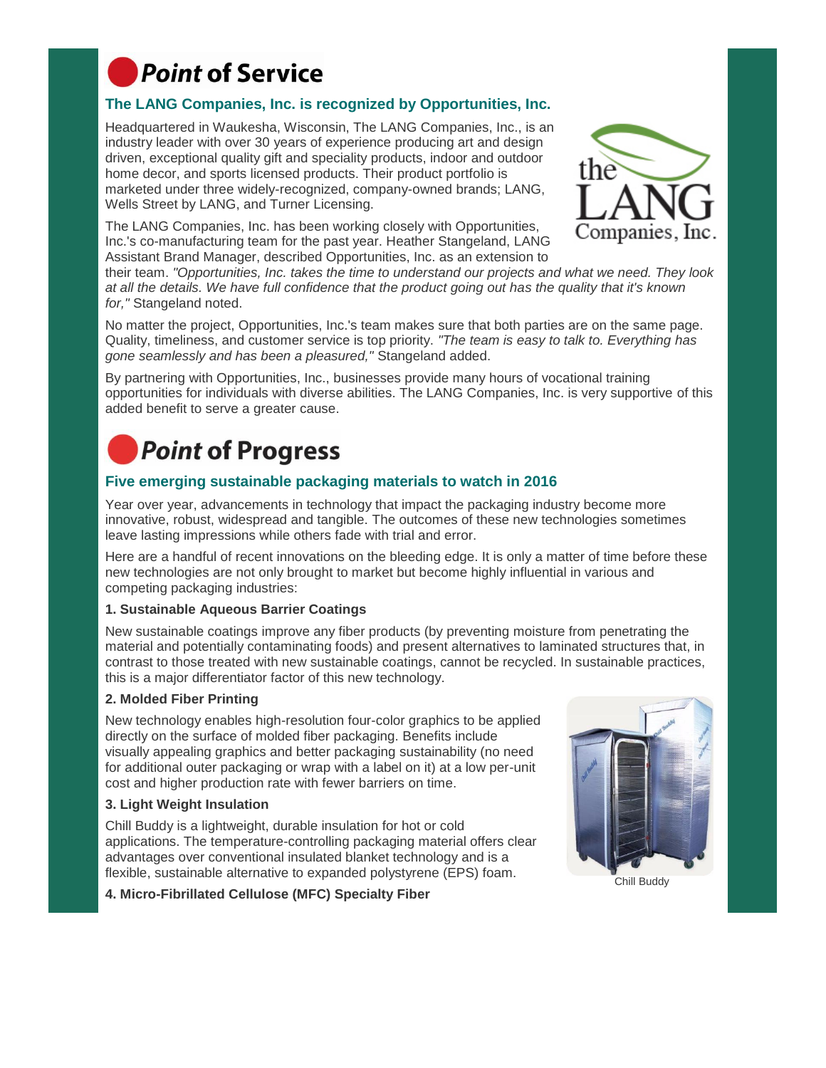# Point of Service

## The LANG Companies, Inc. is recognized by Opportunities, Inc.

Headquartered in Waukesha, Wisconsin, The LANG Companies, Inc., is an industry leader with over 30 years of experience producing art and design driven, exceptional quality gift and speciality products, indoor and outdoor home decor, and sports licensed products. Their product portfolio is marketed under three widely-recognized, company-owned brands; LANG, Wells Street by LANG, and Turner Licensing.

The LANG Companies, Inc. has been working closely with Opportunities, Inc.'s co-manufacturing team for the past year. Heather Stangeland, LANG Assistant Brand Manager, described Opportunities, Inc. as an extension to their team. *"Opportunities, Inc. takes the time to understand our projects and what we need. They look at all the details. We have full confidence that the product going out has the quality that it's known for,"* Stangeland noted.

No matter the project, Opportunities, Inc.'s team makes sure that both parties are on the same page. Quality, timeliness, and customer service is top priority. *"The team is easy to talk to. Everything has gone seamlessly and has been a pleasured,"* Stangeland added.

By partnering with Opportunities, Inc., businesses provide many hours of vocational training opportunities for individuals with diverse abilities. The LANG Companies, Inc. is very supportive of this added benefit to serve a greater cause.

# Point of Progress

## Five emerging sustainable packaging materials to watch in 2016

Year over year, advancements in technology that impact the packaging industry become more innovative, robust, widespread and tangible. The outcomes of these new technologies sometimes leave lasting impressions while others fade with trial and error.

Here are a handful of recent innovations on the bleeding edge. It is only a matter of time before these new technologies are not only brought to market but become highly influential in various and competing packaging industries:

**1. Sustainable Aqueous Barrier Coatings**

New sustainable coatings improve any fiber products (by preventing moisture from penetrating the material and potentially contaminating foods) and present alternatives to laminated structures that, in contrast to those treated with new sustainable coatings, cannot be recycled. In sustainable practices, this is a major differentiator factor of this new technology.

**2. Molded Fiber Printing**

New technology enables high-resolution four-color graphics to be applied directly on the surface of molded fiber packaging. Benefits include visually appealing graphics and better packaging sustainability (no need for additional outer packaging or wrap with a label on it) at a low per-unit cost and higher production rate with fewer barriers on time.

**3. Light Weight Insulation**

Chill Buddy is a lightweight, durable insulation for hot or cold applications. The temperature-controlling packaging material offers clear advantages over conventional insulated blanket technology and is a flexible, sustainable alternative to expanded polystyrene (EPS) foam.

Chill Buddy

**4. Micro-Fibrillated Cellulose (MFC) Specialty Fiber**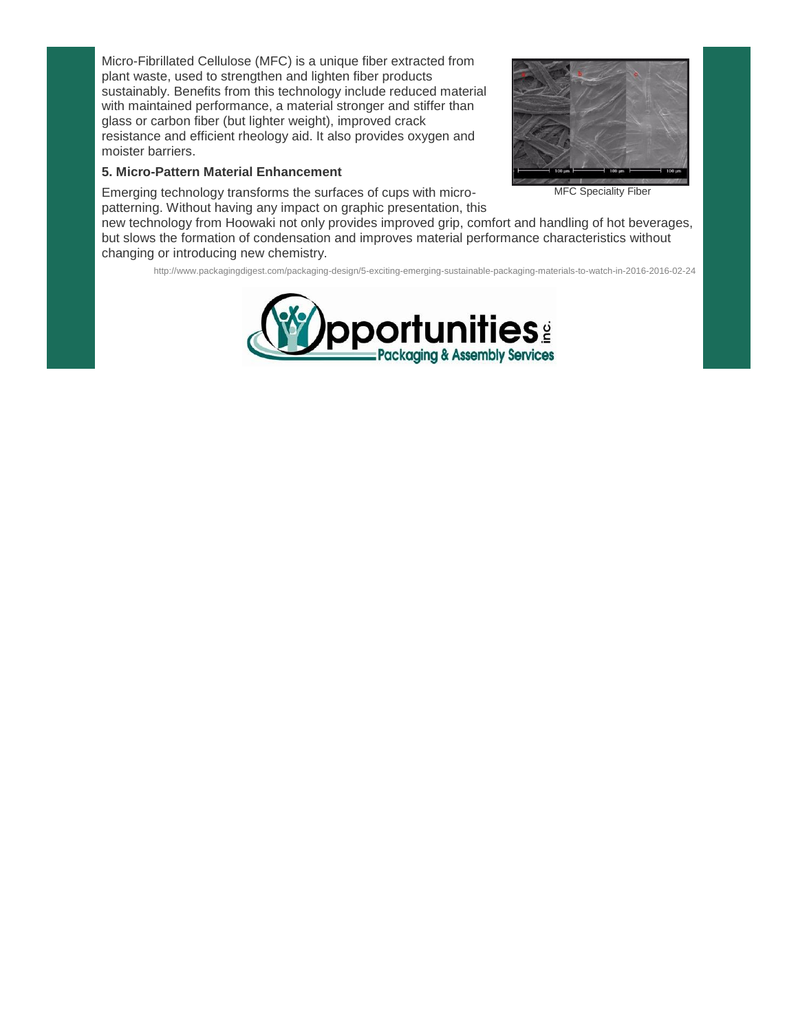Micro-Fibrillated Cellulose (MFC) is a unique fiber extracted from plant waste, used to strengthen and lighten fiber products sustainably. Benefits from this technology include reduced material with maintained performance, a material stronger and stiffer than glass or carbon fiber (but lighter weight), improved crack resistance and efficient rheology aid. It also provides oxygen and moister barriers.

MFC Speciality Fiber

### 5. Micro-Pattern Material Enhancement

Emerging technology transforms the surfaces of cups with micro-patterning. Without having any impact on graphic presentation, this new technology from Hoowaki not only provides improved grip, comfort and handling of hot beverages, but slows the formation of condensation and improves material performance characteristics without changing or introducing new chemistry.

http://www.packagingdigest.com/packaging-design/5-exciting-emerging-sustainable-packaging-materials-to-watch-in-2016-2016-02-24

Opportunities inc.
Packaging & Assembly Services